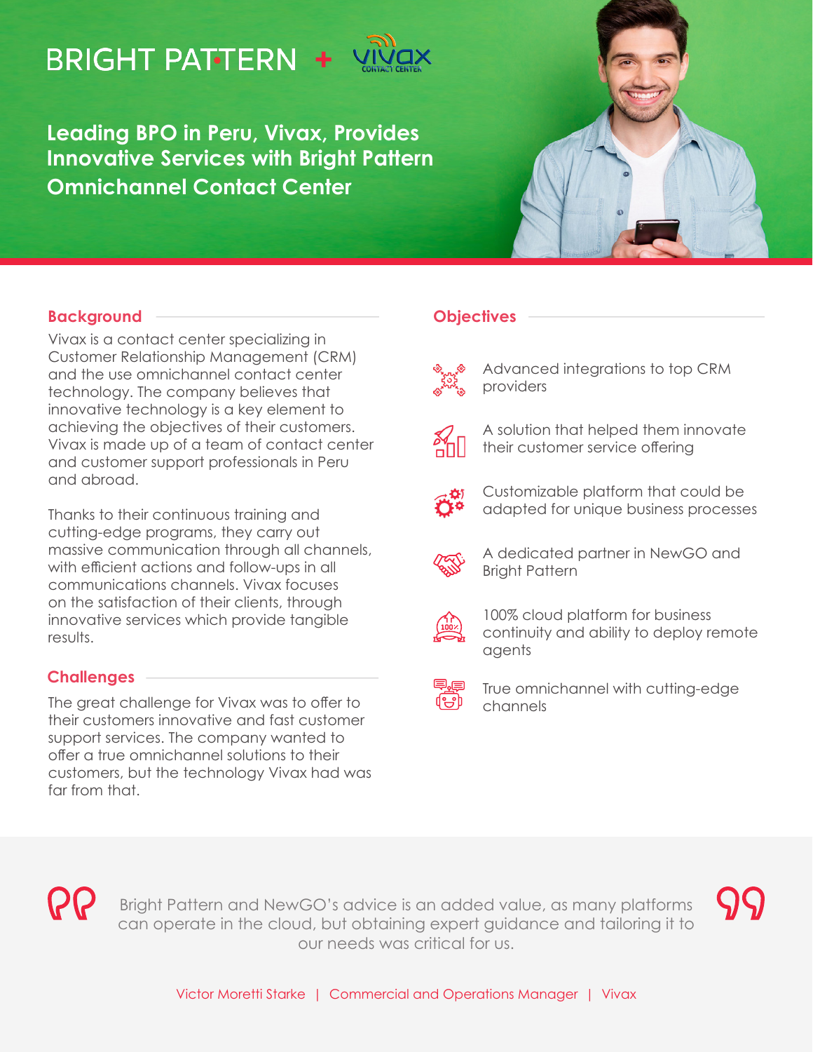BRIGHT PATTERN + VIVAX CONTACT CENTER

# Leading BPO in Peru, Vivax, Provides Innovative Services with Bright Pattern Omnichannel Contact Center

## Background

Vivax is a contact center specializing in Customer Relationship Management (CRM) and the use omnichannel contact center technology. The company believes that innovative technology is a key element to achieving the objectives of their customers. Vivax is made up of a team of contact center and customer support professionals in Peru and abroad.

Thanks to their continuous training and cutting-edge programs, they carry out massive communication through all channels, with efficient actions and follow-ups in all communications channels. Vivax focuses on the satisfaction of their clients, through innovative services which provide tangible results.

## Challenges

The great challenge for Vivax was to offer to their customers innovative and fast customer support services. The company wanted to offer a true omnichannel solutions to their customers, but the technology Vivax had was far from that.

## Objectives

- Advanced integrations to top CRM providers
- A solution that helped them innovate their customer service offering
- Customizable platform that could be adapted for unique business processes
- A dedicated partner in NewGO and Bright Pattern
- 100% cloud platform for business continuity and ability to deploy remote agents
- True omnichannel with cutting-edge channels

> Bright Pattern and NewGO's advice is an added value, as many platforms can operate in the cloud, but obtaining expert guidance and tailoring it to our needs was critical for us.

Victor Moretti Starke | Commercial and Operations Manager | Vivax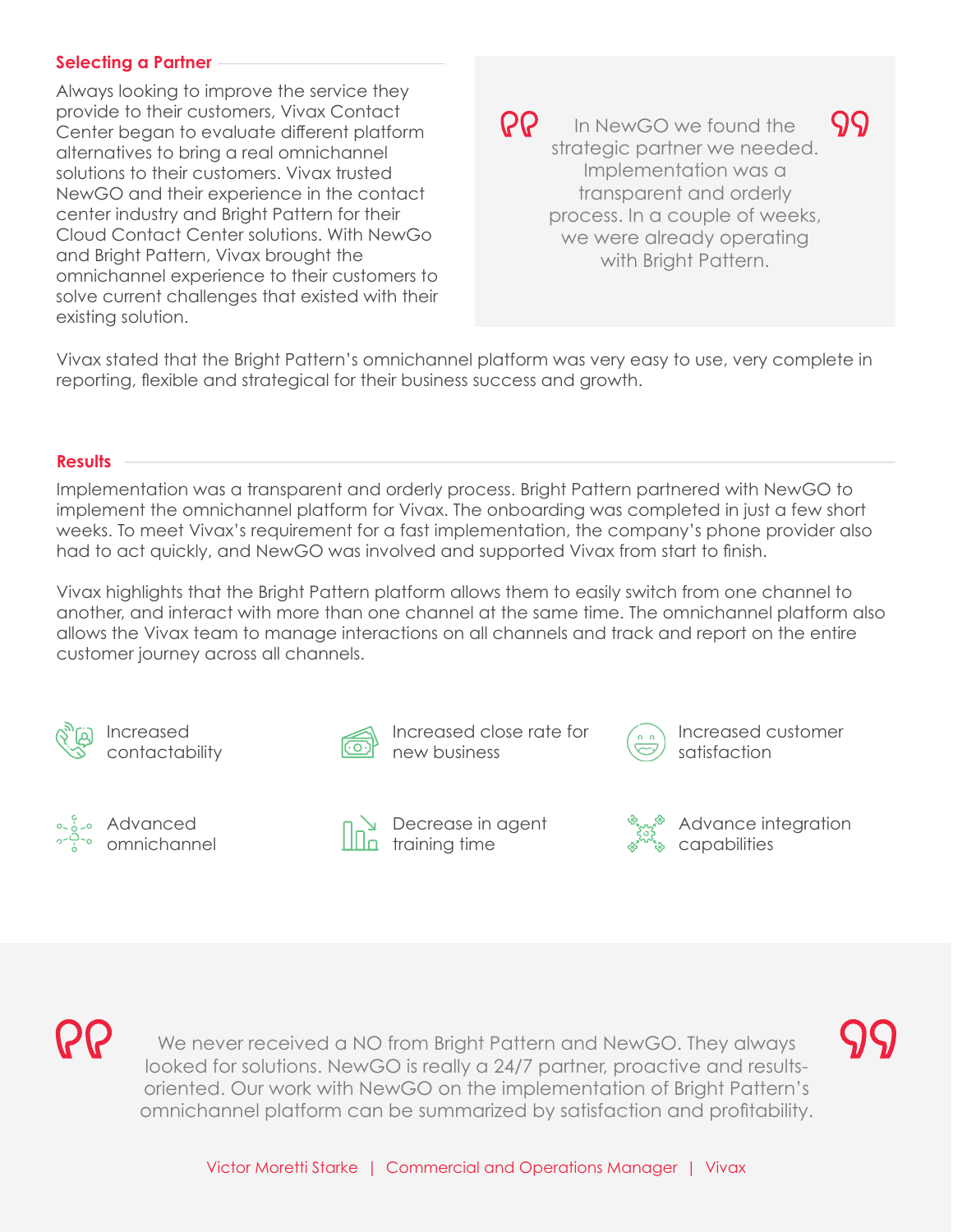## Selecting a Partner

Always looking to improve the service they provide to their customers, Vivax Contact Center began to evaluate different platform alternatives to bring a real omnichannel solutions to their customers. Vivax trusted NewGO and their experience in the contact center industry and Bright Pattern for their Cloud Contact Center solutions. With NewGo and Bright Pattern, Vivax brought the omnichannel experience to their customers to solve current challenges that existed with their existing solution.

> In NewGO we found the strategic partner we needed. Implementation was a transparent and orderly process. In a couple of weeks, we were already operating with Bright Pattern.

Vivax stated that the Bright Pattern's omnichannel platform was very easy to use, very complete in reporting, flexible and strategical for their business success and growth.

## Results

Implementation was a transparent and orderly process. Bright Pattern partnered with NewGO to implement the omnichannel platform for Vivax. The onboarding was completed in just a few short weeks. To meet Vivax's requirement for a fast implementation, the company's phone provider also had to act quickly, and NewGO was involved and supported Vivax from start to finish.

Vivax highlights that the Bright Pattern platform allows them to easily switch from one channel to another, and interact with more than one channel at the same time. The omnichannel platform also allows the Vivax team to manage interactions on all channels and track and report on the entire customer journey across all channels.

- Increased contactability
- Increased close rate for new business
- Increased customer satisfaction
- Advanced omnichannel
- Decrease in agent training time
- Advance integration capabilities

> We never received a NO from Bright Pattern and NewGO. They always looked for solutions. NewGO is really a 24/7 partner, proactive and results-oriented. Our work with NewGO on the implementation of Bright Pattern's omnichannel platform can be summarized by satisfaction and profitability.

Victor Moretti Starke | Commercial and Operations Manager | Vivax